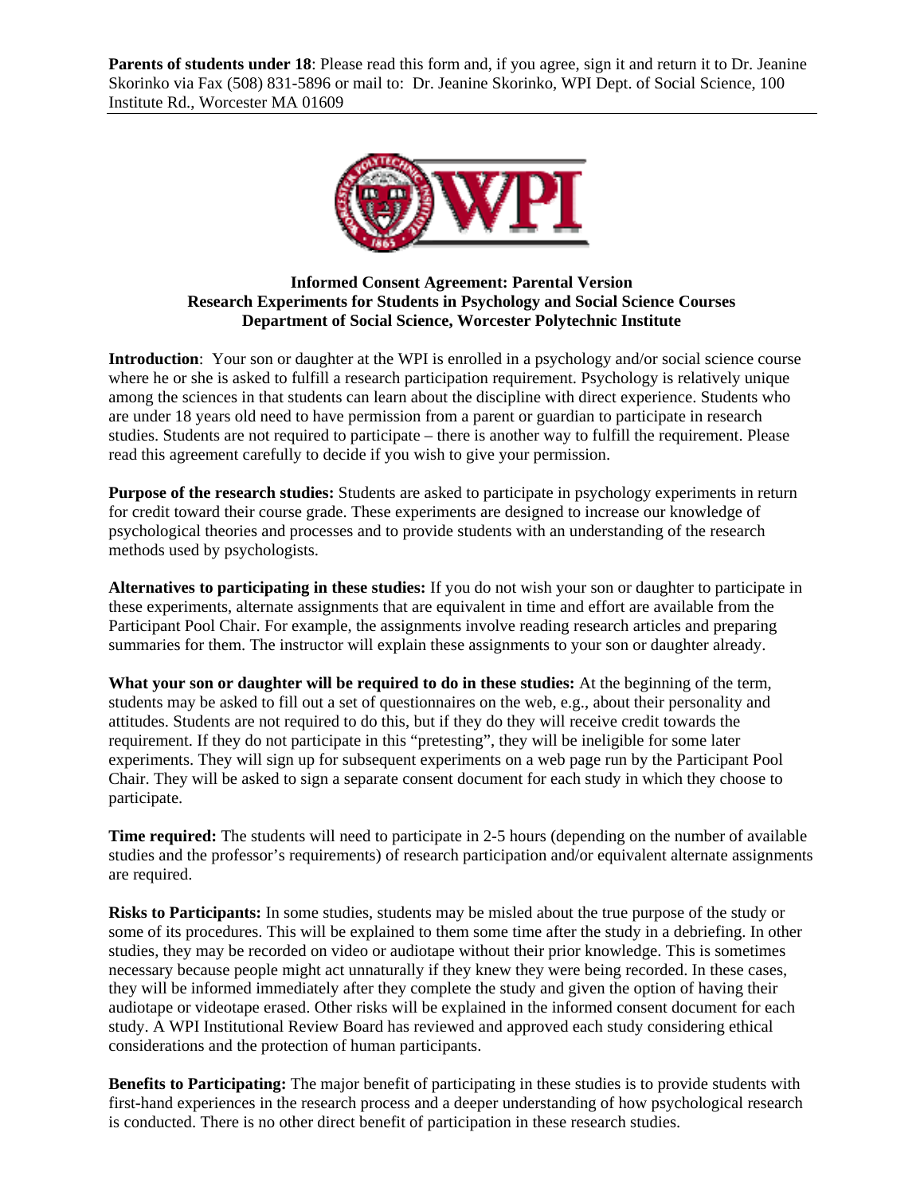**Parents of students under 18**: Please read this form and, if you agree, sign it and return it to Dr. Jeanine Skorinko via Fax (508) 831-5896 or mail to: Dr. Jeanine Skorinko, WPI Dept. of Social Science, 100 Institute Rd., Worcester MA 01609

**Informed Consent Agreement: Parental Version**
**Research Experiments for Students in Psychology and Social Science Courses**
**Department of Social Science, Worcester Polytechnic Institute**

**Introduction**: Your son or daughter at the WPI is enrolled in a psychology and/or social science course where he or she is asked to fulfill a research participation requirement. Psychology is relatively unique among the sciences in that students can learn about the discipline with direct experience. Students who are under 18 years old need to have permission from a parent or guardian to participate in research studies. Students are not required to participate – there is another way to fulfill the requirement. Please read this agreement carefully to decide if you wish to give your permission.

**Purpose of the research studies:** Students are asked to participate in psychology experiments in return for credit toward their course grade. These experiments are designed to increase our knowledge of psychological theories and processes and to provide students with an understanding of the research methods used by psychologists.

**Alternatives to participating in these studies:** If you do not wish your son or daughter to participate in these experiments, alternate assignments that are equivalent in time and effort are available from the Participant Pool Chair. For example, the assignments involve reading research articles and preparing summaries for them. The instructor will explain these assignments to your son or daughter already.

**What your son or daughter will be required to do in these studies:** At the beginning of the term, students may be asked to fill out a set of questionnaires on the web, e.g., about their personality and attitudes. Students are not required to do this, but if they do they will receive credit towards the requirement. If they do not participate in this "pretesting", they will be ineligible for some later experiments. They will sign up for subsequent experiments on a web page run by the Participant Pool Chair. They will be asked to sign a separate consent document for each study in which they choose to participate.

**Time required:** The students will need to participate in 2-5 hours (depending on the number of available studies and the professor's requirements) of research participation and/or equivalent alternate assignments are required.

**Risks to Participants:** In some studies, students may be misled about the true purpose of the study or some of its procedures. This will be explained to them some time after the study in a debriefing. In other studies, they may be recorded on video or audiotape without their prior knowledge. This is sometimes necessary because people might act unnaturally if they knew they were being recorded. In these cases, they will be informed immediately after they complete the study and given the option of having their audiotape or videotape erased. Other risks will be explained in the informed consent document for each study. A WPI Institutional Review Board has reviewed and approved each study considering ethical considerations and the protection of human participants.

**Benefits to Participating:** The major benefit of participating in these studies is to provide students with first-hand experiences in the research process and a deeper understanding of how psychological research is conducted. There is no other direct benefit of participation in these research studies.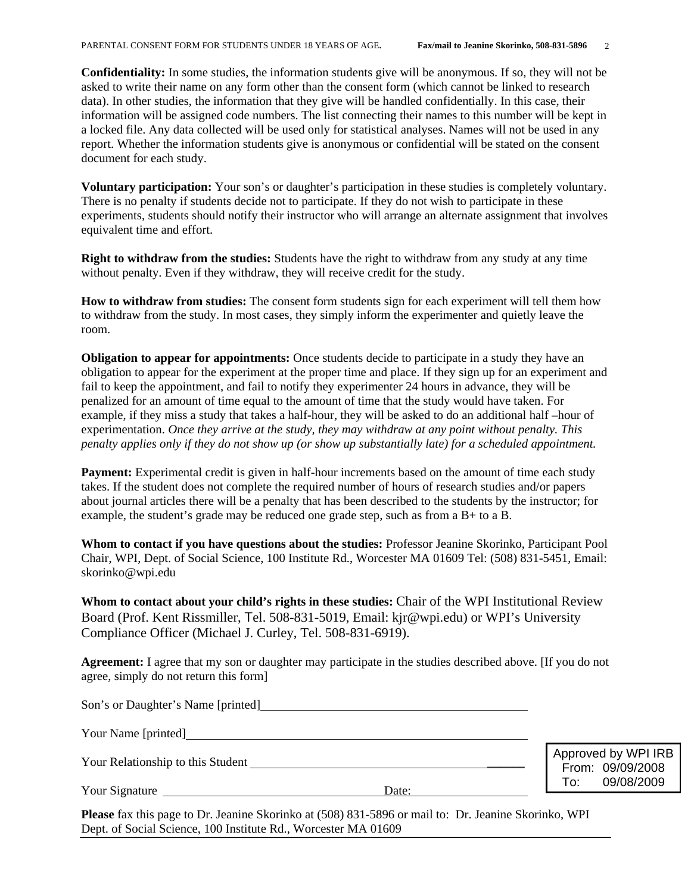**Confidentiality:** In some studies, the information students give will be anonymous. If so, they will not be asked to write their name on any form other than the consent form (which cannot be linked to research data). In other studies, the information that they give will be handled confidentially. In this case, their information will be assigned code numbers. The list connecting their names to this number will be kept in a locked file. Any data collected will be used only for statistical analyses. Names will not be used in any report. Whether the information students give is anonymous or confidential will be stated on the consent document for each study.

**Voluntary participation:** Your son's or daughter's participation in these studies is completely voluntary. There is no penalty if students decide not to participate. If they do not wish to participate in these experiments, students should notify their instructor who will arrange an alternate assignment that involves equivalent time and effort.

**Right to withdraw from the studies:** Students have the right to withdraw from any study at any time without penalty. Even if they withdraw, they will receive credit for the study.

**How to withdraw from studies:** The consent form students sign for each experiment will tell them how to withdraw from the study. In most cases, they simply inform the experimenter and quietly leave the room.

**Obligation to appear for appointments:** Once students decide to participate in a study they have an obligation to appear for the experiment at the proper time and place. If they sign up for an experiment and fail to keep the appointment, and fail to notify they experimenter 24 hours in advance, they will be penalized for an amount of time equal to the amount of time that the study would have taken. For example, if they miss a study that takes a half-hour, they will be asked to do an additional half –hour of experimentation. *Once they arrive at the study, they may withdraw at any point without penalty. This penalty applies only if they do not show up (or show up substantially late) for a scheduled appointment.*

**Payment:** Experimental credit is given in half-hour increments based on the amount of time each study takes. If the student does not complete the required number of hours of research studies and/or papers about journal articles there will be a penalty that has been described to the students by the instructor; for example, the student's grade may be reduced one grade step, such as from a B+ to a B.

**Whom to contact if you have questions about the studies:** Professor Jeanine Skorinko, Participant Pool Chair, WPI, Dept. of Social Science, 100 Institute Rd., Worcester MA 01609 Tel: (508) 831-5451, Email: skorinko@wpi.edu

**Whom to contact about your child's rights in these studies:** Chair of the WPI Institutional Review Board (Prof. Kent Rissmiller, Tel. 508-831-5019, Email: kjr@wpi.edu) or WPI's University Compliance Officer (Michael J. Curley, Tel. 508-831-6919).

**Agreement:** I agree that my son or daughter may participate in the studies described above. [If you do not agree, simply do not return this form]

Son's or Daughter's Name [printed] ____________________________________________

Your Name [printed] ____________________________________________

Your Relationship to this Student ____________________________________________

Your Signature ________________________________ Date: ________________

Approved by WPI IRB
From: 09/09/2008
To: 09/08/2009

**Please** fax this page to Dr. Jeanine Skorinko at (508) 831-5896 or mail to: Dr. Jeanine Skorinko, WPI Dept. of Social Science, 100 Institute Rd., Worcester MA 01609